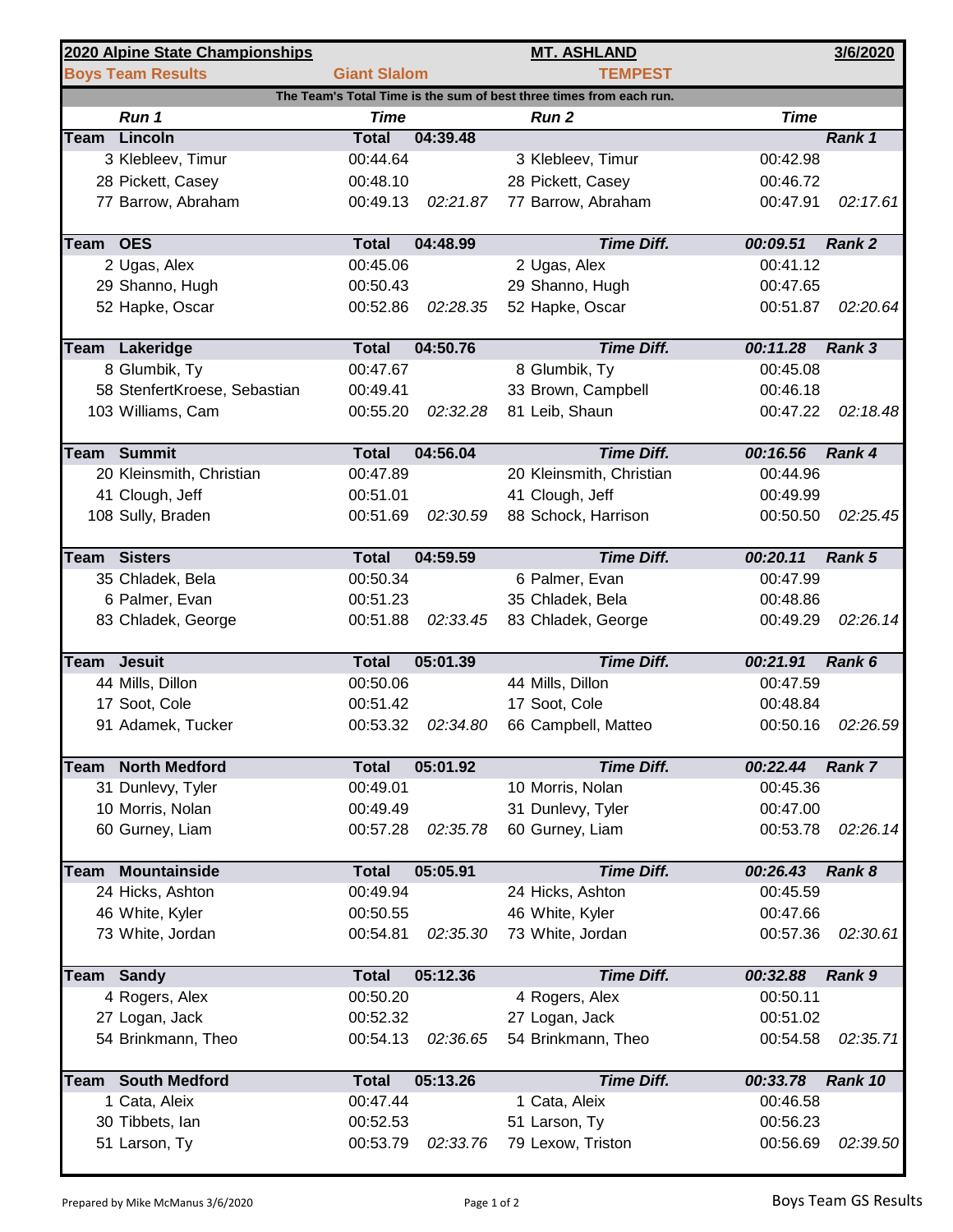**2020 Alpine State Championships** | **MT. ASHLAND** | **3/6/2020**

**Boys Team Results** | **Giant Slalom** | **TEMPEST**

**The Team's Total Time is the sum of best three times from each run.**

| Run 1 | Time | | Run 2 | Time | |
|---|---|---|---|---|---|
| **Team Lincoln** | **Total** | **04:39.48** | | | **Rank 1** |
| 3 Klebleev, Timur | 00:44.64 | | 3 Klebleev, Timur | 00:42.98 | |
| 28 Pickett, Casey | 00:48.10 | | 28 Pickett, Casey | 00:46.72 | |
| 77 Barrow, Abraham | 00:49.13 | *02:21.87* | 77 Barrow, Abraham | 00:47.91 | *02:17.61* |
| **Team OES** | **Total** | **04:48.99** | ***Time Diff.*** | ***00:09.51*** | ***Rank 2*** |
| 2 Ugas, Alex | 00:45.06 | | 2 Ugas, Alex | 00:41.12 | |
| 29 Shanno, Hugh | 00:50.43 | | 29 Shanno, Hugh | 00:47.65 | |
| 52 Hapke, Oscar | 00:52.86 | *02:28.35* | 52 Hapke, Oscar | 00:51.87 | *02:20.64* |
| **Team Lakeridge** | **Total** | **04:50.76** | ***Time Diff.*** | ***00:11.28*** | ***Rank 3*** |
| 8 Glumbik, Ty | 00:47.67 | | 8 Glumbik, Ty | 00:45.08 | |
| 58 StenfertKroese, Sebastian | 00:49.41 | | 33 Brown, Campbell | 00:46.18 | |
| 103 Williams, Cam | 00:55.20 | *02:32.28* | 81 Leib, Shaun | 00:47.22 | *02:18.48* |
| **Team Summit** | **Total** | **04:56.04** | ***Time Diff.*** | ***00:16.56*** | ***Rank 4*** |
| 20 Kleinsmith, Christian | 00:47.89 | | 20 Kleinsmith, Christian | 00:44.96 | |
| 41 Clough, Jeff | 00:51.01 | | 41 Clough, Jeff | 00:49.99 | |
| 108 Sully, Braden | 00:51.69 | *02:30.59* | 88 Schock, Harrison | 00:50.50 | *02:25.45* |
| **Team Sisters** | **Total** | **04:59.59** | ***Time Diff.*** | ***00:20.11*** | ***Rank 5*** |
| 35 Chladek, Bela | 00:50.34 | | 6 Palmer, Evan | 00:47.99 | |
| 6 Palmer, Evan | 00:51.23 | | 35 Chladek, Bela | 00:48.86 | |
| 83 Chladek, George | 00:51.88 | *02:33.45* | 83 Chladek, George | 00:49.29 | *02:26.14* |
| **Team Jesuit** | **Total** | **05:01.39** | ***Time Diff.*** | ***00:21.91*** | ***Rank 6*** |
| 44 Mills, Dillon | 00:50.06 | | 44 Mills, Dillon | 00:47.59 | |
| 17 Soot, Cole | 00:51.42 | | 17 Soot, Cole | 00:48.84 | |
| 91 Adamek, Tucker | 00:53.32 | *02:34.80* | 66 Campbell, Matteo | 00:50.16 | *02:26.59* |
| **Team North Medford** | **Total** | **05:01.92** | ***Time Diff.*** | ***00:22.44*** | ***Rank 7*** |
| 31 Dunlevy, Tyler | 00:49.01 | | 10 Morris, Nolan | 00:45.36 | |
| 10 Morris, Nolan | 00:49.49 | | 31 Dunlevy, Tyler | 00:47.00 | |
| 60 Gurney, Liam | 00:57.28 | *02:35.78* | 60 Gurney, Liam | 00:53.78 | *02:26.14* |
| **Team Mountainside** | **Total** | **05:05.91** | ***Time Diff.*** | ***00:26.43*** | ***Rank 8*** |
| 24 Hicks, Ashton | 00:49.94 | | 24 Hicks, Ashton | 00:45.59 | |
| 46 White, Kyler | 00:50.55 | | 46 White, Kyler | 00:47.66 | |
| 73 White, Jordan | 00:54.81 | *02:35.30* | 73 White, Jordan | 00:57.36 | *02:30.61* |
| **Team Sandy** | **Total** | **05:12.36** | ***Time Diff.*** | ***00:32.88*** | ***Rank 9*** |
| 4 Rogers, Alex | 00:50.20 | | 4 Rogers, Alex | 00:50.11 | |
| 27 Logan, Jack | 00:52.32 | | 27 Logan, Jack | 00:51.02 | |
| 54 Brinkmann, Theo | 00:54.13 | *02:36.65* | 54 Brinkmann, Theo | 00:54.58 | *02:35.71* |
| **Team South Medford** | **Total** | **05:13.26** | ***Time Diff.*** | ***00:33.78*** | ***Rank 10*** |
| 1 Cata, Aleix | 00:47.44 | | 1 Cata, Aleix | 00:46.58 | |
| 30 Tibbets, Ian | 00:52.53 | | 51 Larson, Ty | 00:56.23 | |
| 51 Larson, Ty | 00:53.79 | *02:33.76* | 79 Lexow, Triston | 00:56.69 | *02:39.50* |

Prepared by Mike McManus 3/6/2020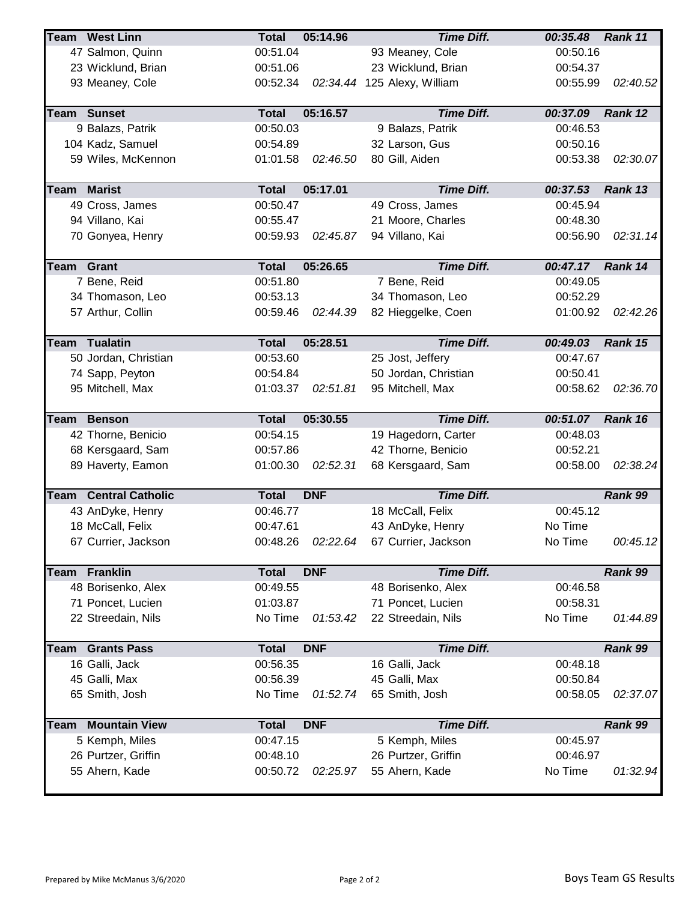| Team | West Linn | Total | 05:14.96 | Time Diff. | 00:35.48 | Rank 11 |
|---|---|---|---|---|---|---|
| | 47 Salmon, Quinn | 00:51.04 | | 93 Meaney, Cole | 00:50.16 | |
| | 23 Wicklund, Brian | 00:51.06 | | 23 Wicklund, Brian | 00:54.37 | |
| | 93 Meaney, Cole | 00:52.34 | *02:34.44* | 125 Alexy, William | 00:55.99 | *02:40.52* |
| **Team** | **Sunset** | **Total** | **05:16.57** | ***Time Diff.*** | ***00:37.09*** | ***Rank 12*** |
| | 9 Balazs, Patrik | 00:50.03 | | 9 Balazs, Patrik | 00:46.53 | |
| | 104 Kadz, Samuel | 00:54.89 | | 32 Larson, Gus | 00:50.16 | |
| | 59 Wiles, McKennon | 01:01.58 | *02:46.50* | 80 Gill, Aiden | 00:53.38 | *02:30.07* |
| **Team** | **Marist** | **Total** | **05:17.01** | ***Time Diff.*** | ***00:37.53*** | ***Rank 13*** |
| | 49 Cross, James | 00:50.47 | | 49 Cross, James | 00:45.94 | |
| | 94 Villano, Kai | 00:55.47 | | 21 Moore, Charles | 00:48.30 | |
| | 70 Gonyea, Henry | 00:59.93 | *02:45.87* | 94 Villano, Kai | 00:56.90 | *02:31.14* |
| **Team** | **Grant** | **Total** | **05:26.65** | ***Time Diff.*** | ***00:47.17*** | ***Rank 14*** |
| | 7 Bene, Reid | 00:51.80 | | 7 Bene, Reid | 00:49.05 | |
| | 34 Thomason, Leo | 00:53.13 | | 34 Thomason, Leo | 00:52.29 | |
| | 57 Arthur, Collin | 00:59.46 | *02:44.39* | 82 Hieggelke, Coen | 01:00.92 | *02:42.26* |
| **Team** | **Tualatin** | **Total** | **05:28.51** | ***Time Diff.*** | ***00:49.03*** | ***Rank 15*** |
| | 50 Jordan, Christian | 00:53.60 | | 25 Jost, Jeffery | 00:47.67 | |
| | 74 Sapp, Peyton | 00:54.84 | | 50 Jordan, Christian | 00:50.41 | |
| | 95 Mitchell, Max | 01:03.37 | *02:51.81* | 95 Mitchell, Max | 00:58.62 | *02:36.70* |
| **Team** | **Benson** | **Total** | **05:30.55** | ***Time Diff.*** | ***00:51.07*** | ***Rank 16*** |
| | 42 Thorne, Benicio | 00:54.15 | | 19 Hagedorn, Carter | 00:48.03 | |
| | 68 Kersgaard, Sam | 00:57.86 | | 42 Thorne, Benicio | 00:52.21 | |
| | 89 Haverty, Eamon | 01:00.30 | *02:52.31* | 68 Kersgaard, Sam | 00:58.00 | *02:38.24* |
| **Team** | **Central Catholic** | **Total** | **DNF** | ***Time Diff.*** | | ***Rank 99*** |
| | 43 AnDyke, Henry | 00:46.77 | | 18 McCall, Felix | 00:45.12 | |
| | 18 McCall, Felix | 00:47.61 | | 43 AnDyke, Henry | No Time | |
| | 67 Currier, Jackson | 00:48.26 | *02:22.64* | 67 Currier, Jackson | No Time | *00:45.12* |
| **Team** | **Franklin** | **Total** | **DNF** | ***Time Diff.*** | | ***Rank 99*** |
| | 48 Borisenko, Alex | 00:49.55 | | 48 Borisenko, Alex | 00:46.58 | |
| | 71 Poncet, Lucien | 01:03.87 | | 71 Poncet, Lucien | 00:58.31 | |
| | 22 Streedain, Nils | No Time | *01:53.42* | 22 Streedain, Nils | No Time | *01:44.89* |
| **Team** | **Grants Pass** | **Total** | **DNF** | ***Time Diff.*** | | ***Rank 99*** |
| | 16 Galli, Jack | 00:56.35 | | 16 Galli, Jack | 00:48.18 | |
| | 45 Galli, Max | 00:56.39 | | 45 Galli, Max | 00:50.84 | |
| | 65 Smith, Josh | No Time | *01:52.74* | 65 Smith, Josh | 00:58.05 | *02:37.07* |
| **Team** | **Mountain View** | **Total** | **DNF** | ***Time Diff.*** | | ***Rank 99*** |
| | 5 Kemph, Miles | 00:47.15 | | 5 Kemph, Miles | 00:45.97 | |
| | 26 Purtzer, Griffin | 00:48.10 | | 26 Purtzer, Griffin | 00:46.97 | |
| | 55 Ahern, Kade | 00:50.72 | *02:25.97* | 55 Ahern, Kade | No Time | *01:32.94* |

Prepared by Mike McManus 3/6/2020

Boys Team GS Results